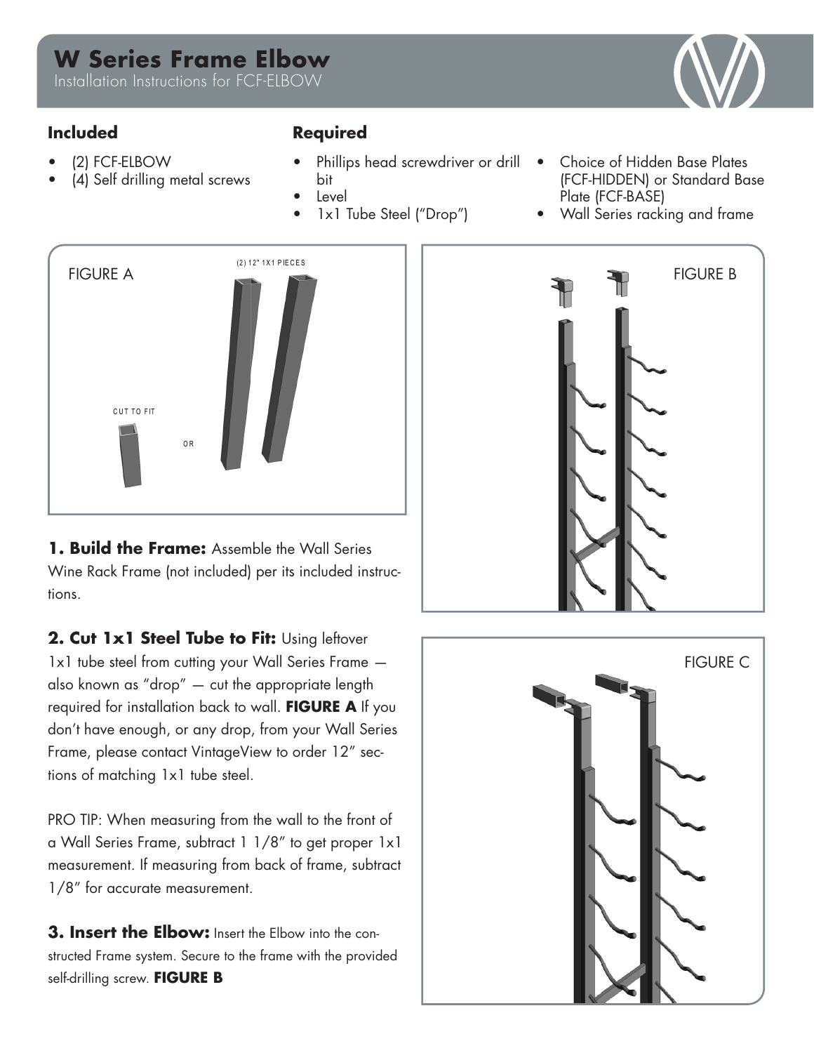# W Series Frame Elbow

Installation Instructions for FCF-ELBOW

## Included

- (2) FCF-ELBOW
- (4) Self drilling metal screws

## Required

- Phillips head screwdriver or drill bit
- Level
- 1x1 Tube Steel ("Drop")
- Choice of Hidden Base Plates (FCF-HIDDEN) or Standard Base Plate (FCF-BASE)
- Wall Series racking and frame

FIGURE A

(2) 12" 1X1 PIECES

CUT TO FIT

OR

FIGURE B

**1. Build the Frame:** Assemble the Wall Series Wine Rack Frame (not included) per its included instructions.

**2. Cut 1x1 Steel Tube to Fit:** Using leftover 1x1 tube steel from cutting your Wall Series Frame — also known as "drop" — cut the appropriate length required for installation back to wall. **FIGURE A** If you don't have enough, or any drop, from your Wall Series Frame, please contact VintageView to order 12" sections of matching 1x1 tube steel.

PRO TIP: When measuring from the wall to the front of a Wall Series Frame, subtract 1 1/8" to get proper 1x1 measurement. If measuring from back of frame, subtract 1/8" for accurate measurement.

**3. Insert the Elbow:** Insert the Elbow into the constructed Frame system. Secure to the frame with the provided self-drilling screw. **FIGURE B**

FIGURE C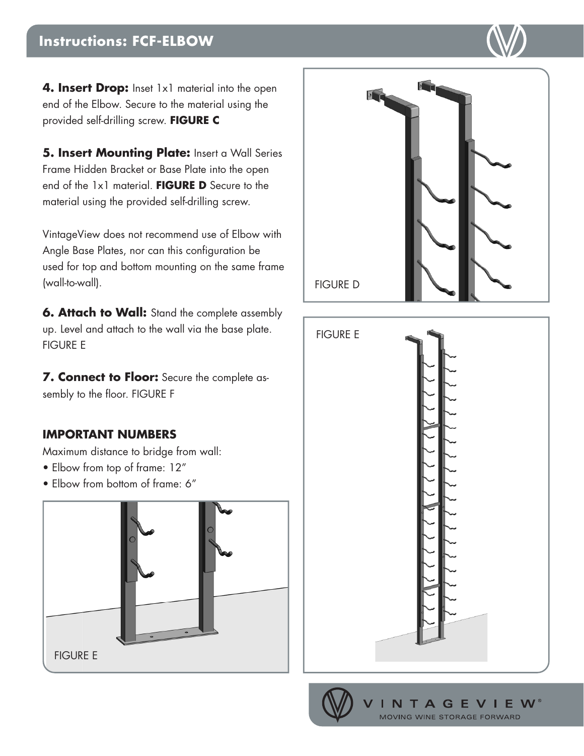# Instructions: FCF-ELBOW

**4. Insert Drop:** Inset 1x1 material into the open end of the Elbow. Secure to the material using the provided self-drilling screw. **FIGURE C**

**5. Insert Mounting Plate:** Insert a Wall Series Frame Hidden Bracket or Base Plate into the open end of the 1x1 material. **FIGURE D** Secure to the material using the provided self-drilling screw.

VintageView does not recommend use of Elbow with Angle Base Plates, nor can this configuration be used for top and bottom mounting on the same frame (wall-to-wall).

**6. Attach to Wall:** Stand the complete assembly up. Level and attach to the wall via the base plate. FIGURE E

**7. Connect to Floor:** Secure the complete assembly to the floor. FIGURE F

### IMPORTANT NUMBERS

Maximum distance to bridge from wall:

- Elbow from top of frame: 12″
- Elbow from bottom of frame: 6″

FIGURE E

FIGURE D

FIGURE E